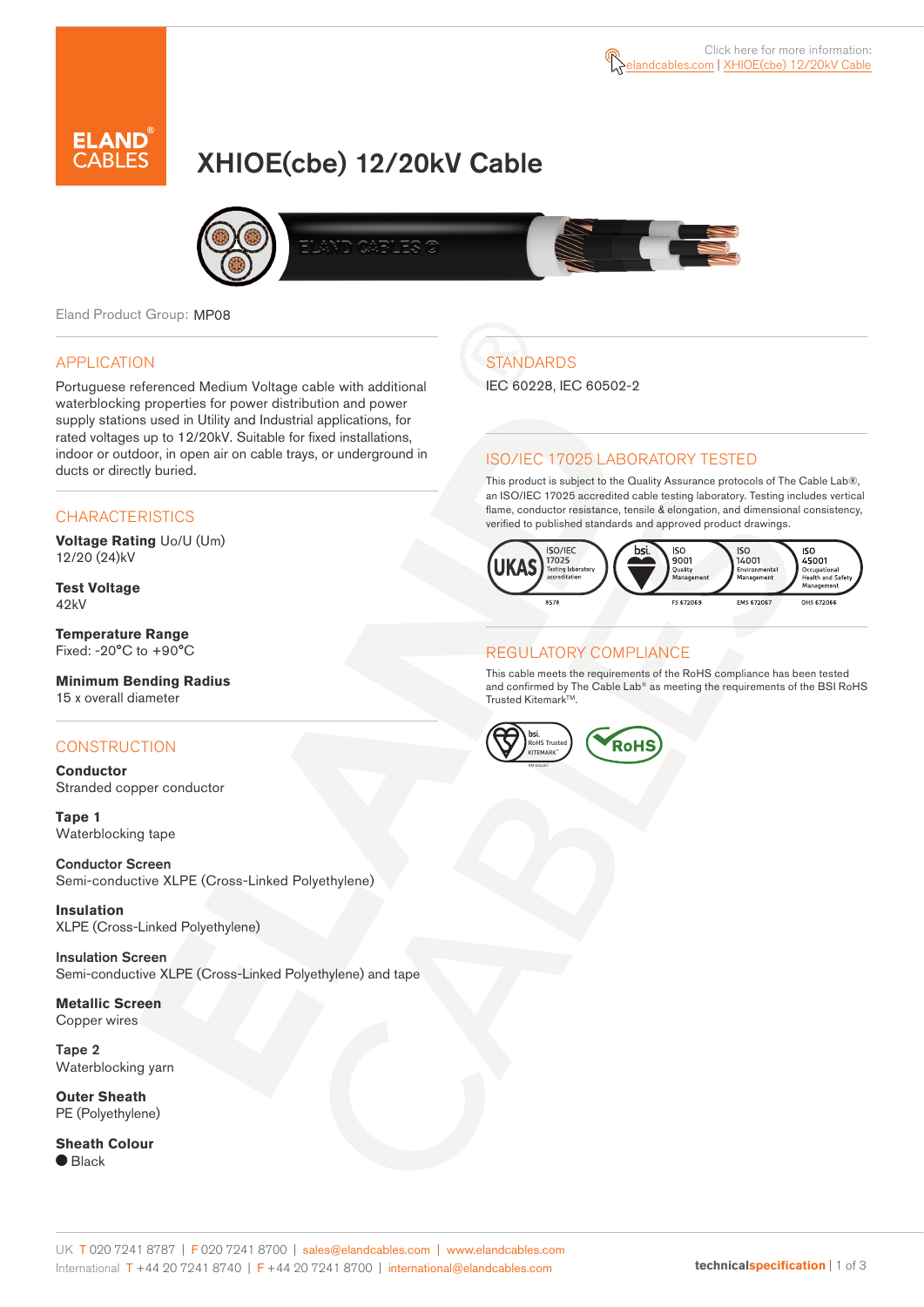Click here for more information: elandcables.com | XHIOE(cbe) 12/20kV Cable

# XHIOE(cbe) 12/20kV Cable

Eland Product Group: MP08

## APPLICATION

Portuguese referenced Medium Voltage cable with additional waterblocking properties for power distribution and power supply stations used in Utility and Industrial applications, for rated voltages up to 12/20kV. Suitable for fixed installations, indoor or outdoor, in open air on cable trays, or underground in ducts or directly buried.

## CHARACTERISTICS

**Voltage Rating** Uo/U (Um)
12/20 (24)kV

**Test Voltage**
42kV

**Temperature Range**
Fixed: -20°C to +90°C

**Minimum Bending Radius**
15 x overall diameter

## CONSTRUCTION

**Conductor**
Stranded copper conductor

**Tape 1**
Waterblocking tape

**Conductor Screen**
Semi-conductive XLPE (Cross-Linked Polyethylene)

**Insulation**
XLPE (Cross-Linked Polyethylene)

**Insulation Screen**
Semi-conductive XLPE (Cross-Linked Polyethylene) and tape

**Metallic Screen**
Copper wires

**Tape 2**
Waterblocking yarn

**Outer Sheath**
PE (Polyethylene)

**Sheath Colour**
● Black

## STANDARDS

IEC 60228, IEC 60502-2

## ISO/IEC 17025 LABORATORY TESTED

This product is subject to the Quality Assurance protocols of The Cable Lab®, an ISO/IEC 17025 accredited cable testing laboratory. Testing includes vertical flame, conductor resistance, tensile & elongation, and dimensional consistency, verified to published standards and approved product drawings.

UKAS ISO/IEC 17025 Testing laboratory accreditation 8578 | bsi. ISO 9001 Quality Management FS 672069 | ISO 14001 Environmental Management EMS 672067 | ISO 45001 Occupational Health and Safety Management OHS 672066

## REGULATORY COMPLIANCE

This cable meets the requirements of the RoHS compliance has been tested and confirmed by The Cable Lab® as meeting the requirements of the BSI RoHS Trusted Kitemark™.

bsi. RoHS Trusted KITEMARK™ | RoHS

UK T 020 7241 8787 | F 020 7241 8700 | sales@elandcables.com | www.elandcables.com
International T +44 20 7241 8740 | F +44 20 7241 8700 | international@elandcables.com

technicalspecification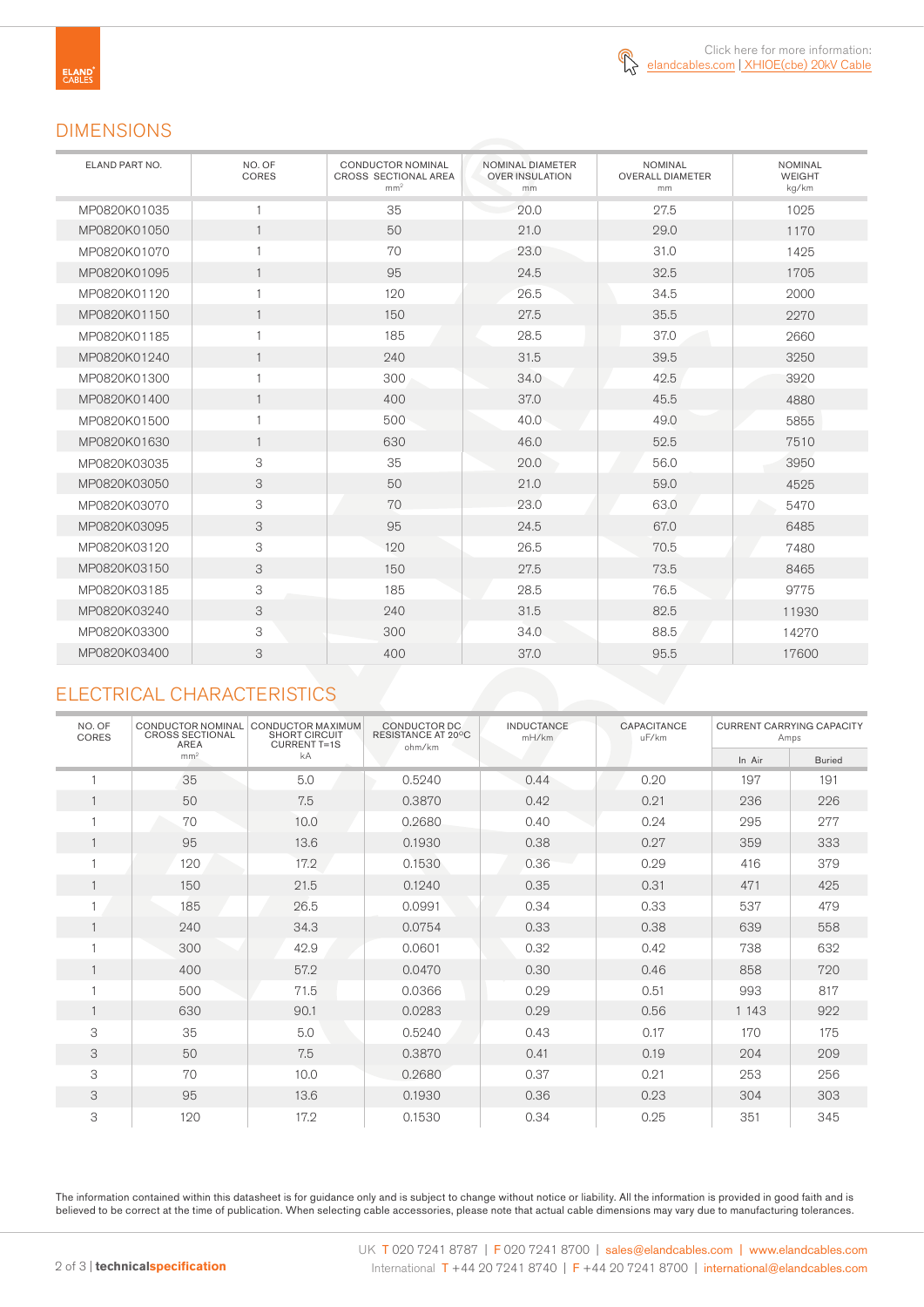Click here for more information: elandcables.com | XHIOE(cbe) 20kV Cable

## DIMENSIONS

| ELAND PART NO. | NO. OF CORES | CONDUCTOR NOMINAL CROSS SECTIONAL AREA mm² | NOMINAL DIAMETER OVER INSULATION mm | NOMINAL OVERALL DIAMETER mm | NOMINAL WEIGHT kg/km |
|---|---|---|---|---|---|
| MP0820K01035 | 1 | 35 | 20.0 | 27.5 | 1025 |
| MP0820K01050 | 1 | 50 | 21.0 | 29.0 | 1170 |
| MP0820K01070 | 1 | 70 | 23.0 | 31.0 | 1425 |
| MP0820K01095 | 1 | 95 | 24.5 | 32.5 | 1705 |
| MP0820K01120 | 1 | 120 | 26.5 | 34.5 | 2000 |
| MP0820K01150 | 1 | 150 | 27.5 | 35.5 | 2270 |
| MP0820K01185 | 1 | 185 | 28.5 | 37.0 | 2660 |
| MP0820K01240 | 1 | 240 | 31.5 | 39.5 | 3250 |
| MP0820K01300 | 1 | 300 | 34.0 | 42.5 | 3920 |
| MP0820K01400 | 1 | 400 | 37.0 | 45.5 | 4880 |
| MP0820K01500 | 1 | 500 | 40.0 | 49.0 | 5855 |
| MP0820K01630 | 1 | 630 | 46.0 | 52.5 | 7510 |
| MP0820K03035 | 3 | 35 | 20.0 | 56.0 | 3950 |
| MP0820K03050 | 3 | 50 | 21.0 | 59.0 | 4525 |
| MP0820K03070 | 3 | 70 | 23.0 | 63.0 | 5470 |
| MP0820K03095 | 3 | 95 | 24.5 | 67.0 | 6485 |
| MP0820K03120 | 3 | 120 | 26.5 | 70.5 | 7480 |
| MP0820K03150 | 3 | 150 | 27.5 | 73.5 | 8465 |
| MP0820K03185 | 3 | 185 | 28.5 | 76.5 | 9775 |
| MP0820K03240 | 3 | 240 | 31.5 | 82.5 | 11930 |
| MP0820K03300 | 3 | 300 | 34.0 | 88.5 | 14270 |
| MP0820K03400 | 3 | 400 | 37.0 | 95.5 | 17600 |

## ELECTRICAL CHARACTERISTICS

| NO. OF CORES | CONDUCTOR NOMINAL CROSS SECTIONAL AREA mm² | CONDUCTOR MAXIMUM SHORT CIRCUIT CURRENT T=1S kA | CONDUCTOR DC RESISTANCE AT 20°C ohm/km | INDUCTANCE mH/km | CAPACITANCE uF/km | CURRENT CARRYING CAPACITY Amps | |
|---|---|---|---|---|---|---|---|
| | | | | | | In Air | Buried |
| 1 | 35 | 5.0 | 0.5240 | 0.44 | 0.20 | 197 | 191 |
| 1 | 50 | 7.5 | 0.3870 | 0.42 | 0.21 | 236 | 226 |
| 1 | 70 | 10.0 | 0.2680 | 0.40 | 0.24 | 295 | 277 |
| 1 | 95 | 13.6 | 0.1930 | 0.38 | 0.27 | 359 | 333 |
| 1 | 120 | 17.2 | 0.1530 | 0.36 | 0.29 | 416 | 379 |
| 1 | 150 | 21.5 | 0.1240 | 0.35 | 0.31 | 471 | 425 |
| 1 | 185 | 26.5 | 0.0991 | 0.34 | 0.33 | 537 | 479 |
| 1 | 240 | 34.3 | 0.0754 | 0.33 | 0.38 | 639 | 558 |
| 1 | 300 | 42.9 | 0.0601 | 0.32 | 0.42 | 738 | 632 |
| 1 | 400 | 57.2 | 0.0470 | 0.30 | 0.46 | 858 | 720 |
| 1 | 500 | 71.5 | 0.0366 | 0.29 | 0.51 | 993 | 817 |
| 1 | 630 | 90.1 | 0.0283 | 0.29 | 0.56 | 1 143 | 922 |
| 3 | 35 | 5.0 | 0.5240 | 0.43 | 0.17 | 170 | 175 |
| 3 | 50 | 7.5 | 0.3870 | 0.41 | 0.19 | 204 | 209 |
| 3 | 70 | 10.0 | 0.2680 | 0.37 | 0.21 | 253 | 256 |
| 3 | 95 | 13.6 | 0.1930 | 0.36 | 0.23 | 304 | 303 |
| 3 | 120 | 17.2 | 0.1530 | 0.34 | 0.25 | 351 | 345 |

The information contained within this datasheet is for guidance only and is subject to change without notice or liability. All the information is provided in good faith and is believed to be correct at the time of publication. When selecting cable accessories, please note that actual cable dimensions may vary due to manufacturing tolerances.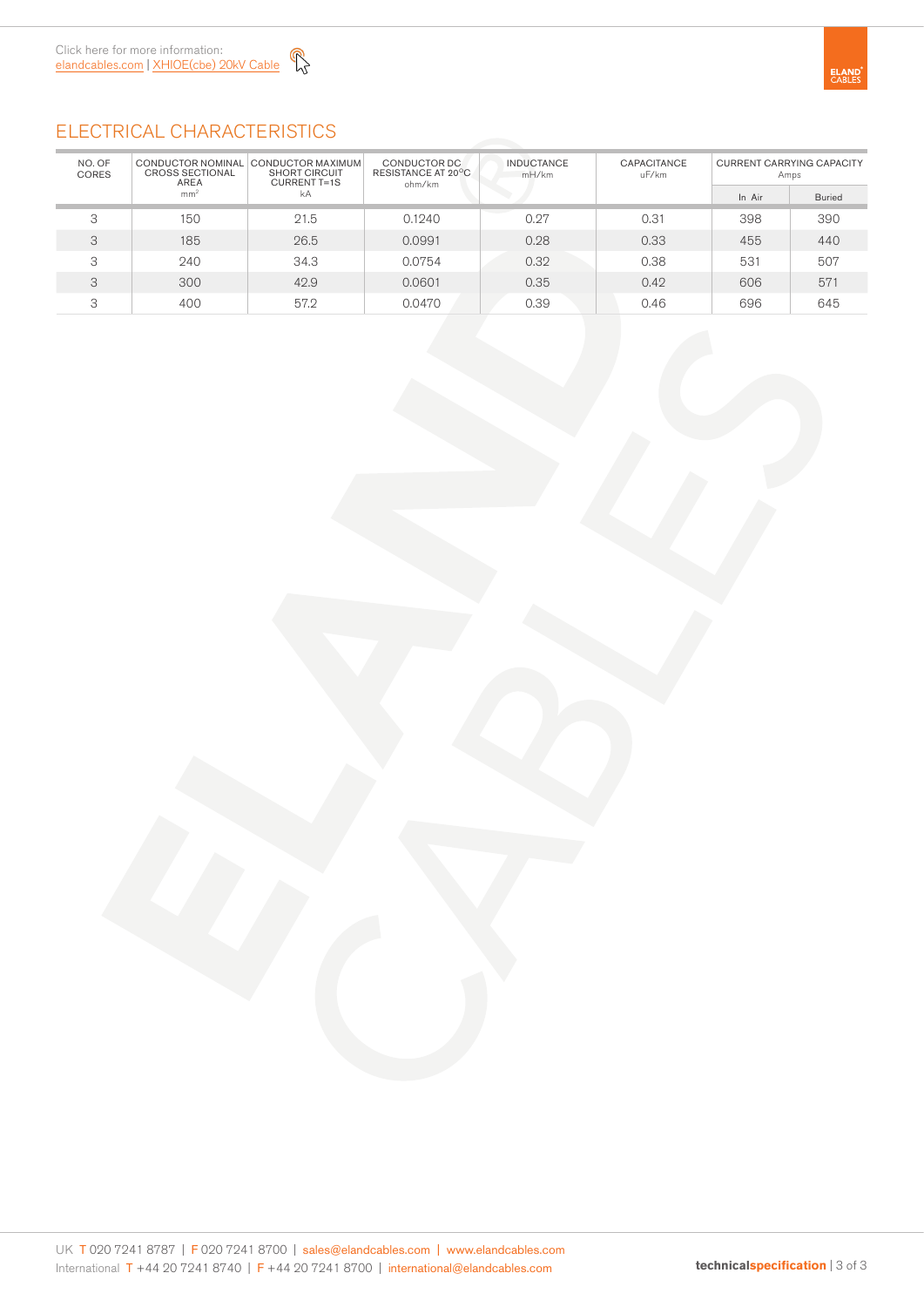Click here for more information:
elandcables.com | XHIOE(cbe) 20kV Cable

## ELECTRICAL CHARACTERISTICS

| NO. OF CORES | CONDUCTOR NOMINAL CROSS SECTIONAL AREA mm² | CONDUCTOR MAXIMUM SHORT CIRCUIT CURRENT T=1S kA | CONDUCTOR DC RESISTANCE AT 20°C ohm/km | INDUCTANCE mH/km | CAPACITANCE uF/km | CURRENT CARRYING CAPACITY Amps | |
|---|---|---|---|---|---|---|---|
| | | | | | | In Air | Buried |
| 3 | 150 | 21.5 | 0.1240 | 0.27 | 0.31 | 398 | 390 |
| 3 | 185 | 26.5 | 0.0991 | 0.28 | 0.33 | 455 | 440 |
| 3 | 240 | 34.3 | 0.0754 | 0.32 | 0.38 | 531 | 507 |
| 3 | 300 | 42.9 | 0.0601 | 0.35 | 0.42 | 606 | 571 |
| 3 | 400 | 57.2 | 0.0470 | 0.39 | 0.46 | 696 | 645 |

UK T 020 7241 8787 | F 020 7241 8700 | sales@elandcables.com | www.elandcables.com
International T +44 20 7241 8740 | F +44 20 7241 8700 | international@elandcables.com